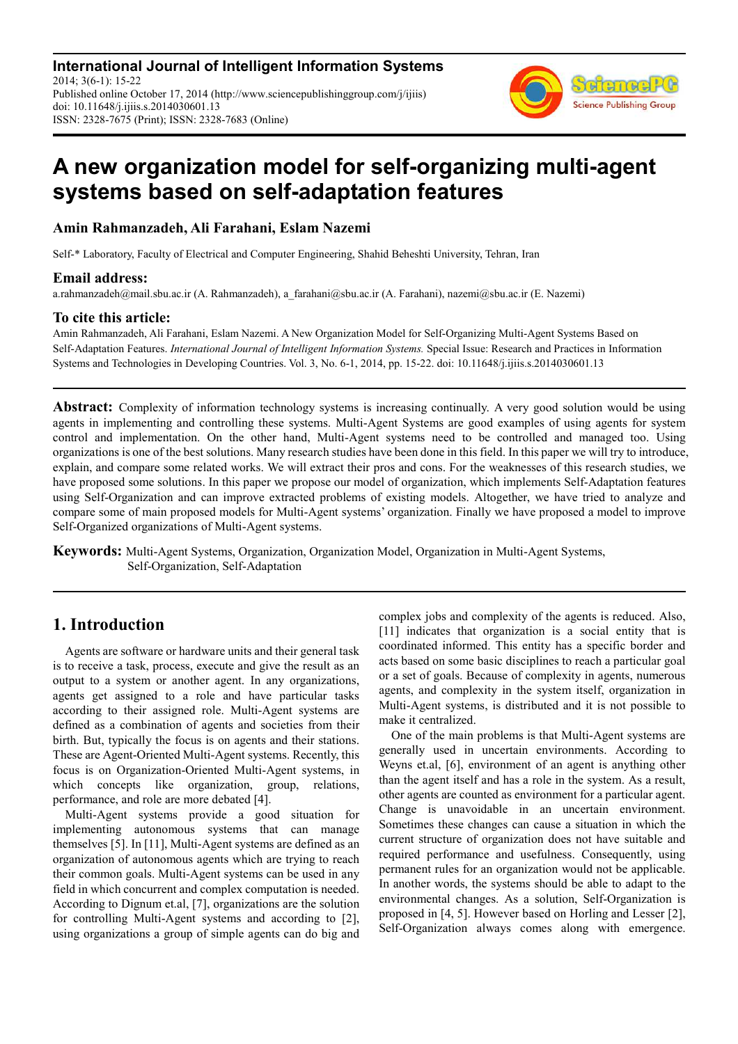International Journal of Intelligent Information Systems
2014; 3(6-1): 15-22
Published online October 17, 2014 (http://www.sciencepublishinggroup.com/j/ijiis)
doi: 10.11648/j.ijiis.s.2014030601.13
ISSN: 2328-7675 (Print); ISSN: 2328-7683 (Online)

# A new organization model for self-organizing multi-agent systems based on self-adaptation features

**Amin Rahmanzadeh, Ali Farahani, Eslam Nazemi**

Self-* Laboratory, Faculty of Electrical and Computer Engineering, Shahid Beheshti University, Tehran, Iran

## Email address:

a.rahmanzadeh@mail.sbu.ac.ir (A. Rahmanzadeh), a_farahani@sbu.ac.ir (A. Farahani), nazemi@sbu.ac.ir (E. Nazemi)

## To cite this article:

Amin Rahmanzadeh, Ali Farahani, Eslam Nazemi. A New Organization Model for Self-Organizing Multi-Agent Systems Based on Self-Adaptation Features. *International Journal of Intelligent Information Systems.* Special Issue: Research and Practices in Information Systems and Technologies in Developing Countries. Vol. 3, No. 6-1, 2014, pp. 15-22. doi: 10.11648/j.ijiis.s.2014030601.13

**Abstract:** Complexity of information technology systems is increasing continually. A very good solution would be using agents in implementing and controlling these systems. Multi-Agent Systems are good examples of using agents for system control and implementation. On the other hand, Multi-Agent systems need to be controlled and managed too. Using organizations is one of the best solutions. Many research studies have been done in this field. In this paper we will try to introduce, explain, and compare some related works. We will extract their pros and cons. For the weaknesses of this research studies, we have proposed some solutions. In this paper we propose our model of organization, which implements Self-Adaptation features using Self-Organization and can improve extracted problems of existing models. Altogether, we have tried to analyze and compare some of main proposed models for Multi-Agent systems' organization. Finally we have proposed a model to improve Self-Organized organizations of Multi-Agent systems.

**Keywords:** Multi-Agent Systems, Organization, Organization Model, Organization in Multi-Agent Systems, Self-Organization, Self-Adaptation

## 1. Introduction

Agents are software or hardware units and their general task is to receive a task, process, execute and give the result as an output to a system or another agent. In any organizations, agents get assigned to a role and have particular tasks according to their assigned role. Multi-Agent systems are defined as a combination of agents and societies from their birth. But, typically the focus is on agents and their stations. These are Agent-Oriented Multi-Agent systems. Recently, this focus is on Organization-Oriented Multi-Agent systems, in which concepts like organization, group, relations, performance, and role are more debated [4].

Multi-Agent systems provide a good situation for implementing autonomous systems that can manage themselves [5]. In [11], Multi-Agent systems are defined as an organization of autonomous agents which are trying to reach their common goals. Multi-Agent systems can be used in any field in which concurrent and complex computation is needed. According to Dignum et.al, [7], organizations are the solution for controlling Multi-Agent systems and according to [2], using organizations a group of simple agents can do big and complex jobs and complexity of the agents is reduced. Also, [11] indicates that organization is a social entity that is coordinated informed. This entity has a specific border and acts based on some basic disciplines to reach a particular goal or a set of goals. Because of complexity in agents, numerous agents, and complexity in the system itself, organization in Multi-Agent systems, is distributed and it is not possible to make it centralized.

One of the main problems is that Multi-Agent systems are generally used in uncertain environments. According to Weyns et.al, [6], environment of an agent is anything other than the agent itself and has a role in the system. As a result, other agents are counted as environment for a particular agent. Change is unavoidable in an uncertain environment. Sometimes these changes can cause a situation in which the current structure of organization does not have suitable and required performance and usefulness. Consequently, using permanent rules for an organization would not be applicable. In another words, the systems should be able to adapt to the environmental changes. As a solution, Self-Organization is proposed in [4, 5]. However based on Horling and Lesser [2], Self-Organization always comes along with emergence.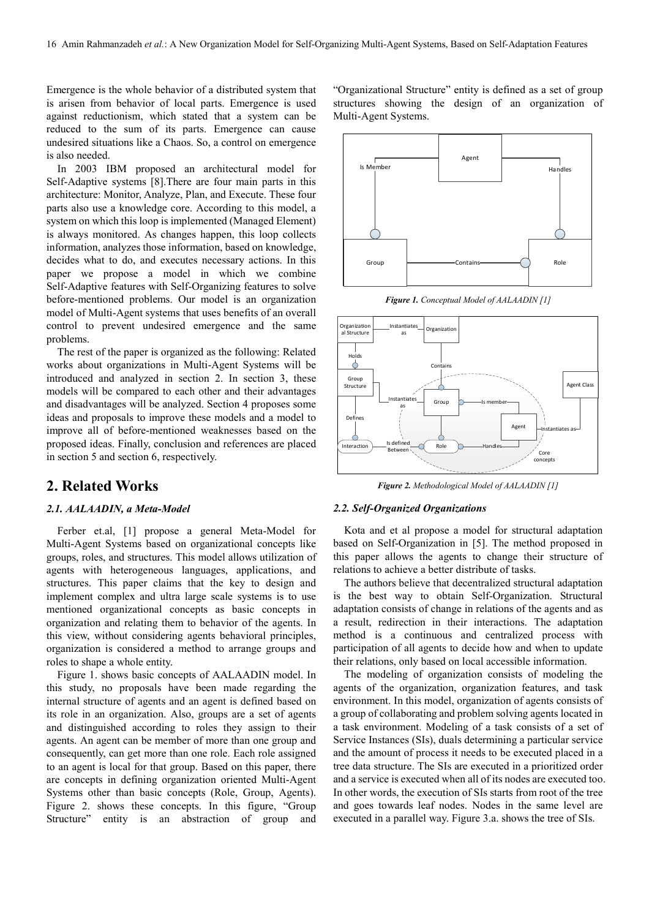Emergence is the whole behavior of a distributed system that is arisen from behavior of local parts. Emergence is used against reductionism, which stated that a system can be reduced to the sum of its parts. Emergence can cause undesired situations like a Chaos. So, a control on emergence is also needed.

In 2003 IBM proposed an architectural model for Self-Adaptive systems [8].There are four main parts in this architecture: Monitor, Analyze, Plan, and Execute. These four parts also use a knowledge core. According to this model, a system on which this loop is implemented (Managed Element) is always monitored. As changes happen, this loop collects information, analyzes those information, based on knowledge, decides what to do, and executes necessary actions. In this paper we propose a model in which we combine Self-Adaptive features with Self-Organizing features to solve before-mentioned problems. Our model is an organization model of Multi-Agent systems that uses benefits of an overall control to prevent undesired emergence and the same problems.

The rest of the paper is organized as the following: Related works about organizations in Multi-Agent Systems will be introduced and analyzed in section 2. In section 3, these models will be compared to each other and their advantages and disadvantages will be analyzed. Section 4 proposes some ideas and proposals to improve these models and a model to improve all of before-mentioned weaknesses based on the proposed ideas. Finally, conclusion and references are placed in section 5 and section 6, respectively.

## 2. Related Works

### *2.1. AALAADIN, a Meta-Model*

Ferber et.al, [1] propose a general Meta-Model for Multi-Agent Systems based on organizational concepts like groups, roles, and structures. This model allows utilization of agents with heterogeneous languages, applications, and structures. This paper claims that the key to design and implement complex and ultra large scale systems is to use mentioned organizational concepts as basic concepts in organization and relating them to behavior of the agents. In this view, without considering agents behavioral principles, organization is considered a method to arrange groups and roles to shape a whole entity.

Figure 1. shows basic concepts of AALAADIN model. In this study, no proposals have been made regarding the internal structure of agents and an agent is defined based on its role in an organization. Also, groups are a set of agents and distinguished according to roles they assign to their agents. An agent can be member of more than one group and consequently, can get more than one role. Each role assigned to an agent is local for that group. Based on this paper, there are concepts in defining organization oriented Multi-Agent Systems other than basic concepts (Role, Group, Agents). Figure 2. shows these concepts. In this figure, "Group Structure" entity is an abstraction of group and "Organizational Structure" entity is defined as a set of group structures showing the design of an organization of Multi-Agent Systems.

***Figure 1.*** *Conceptual Model of AALAADIN [1]*

***Figure 2.*** *Methodological Model of AALAADIN [1]*

### *2.2. Self-Organized Organizations*

Kota and et al propose a model for structural adaptation based on Self-Organization in [5]. The method proposed in this paper allows the agents to change their structure of relations to achieve a better distribute of tasks.

The authors believe that decentralized structural adaptation is the best way to obtain Self-Organization. Structural adaptation consists of change in relations of the agents and as a result, redirection in their interactions. The adaptation method is a continuous and centralized process with participation of all agents to decide how and when to update their relations, only based on local accessible information.

The modeling of organization consists of modeling the agents of the organization, organization features, and task environment. In this model, organization of agents consists of a group of collaborating and problem solving agents located in a task environment. Modeling of a task consists of a set of Service Instances (SIs), duals determining a particular service and the amount of process it needs to be executed placed in a tree data structure. The SIs are executed in a prioritized order and a service is executed when all of its nodes are executed too. In other words, the execution of SIs starts from root of the tree and goes towards leaf nodes. Nodes in the same level are executed in a parallel way. Figure 3.a. shows the tree of SIs.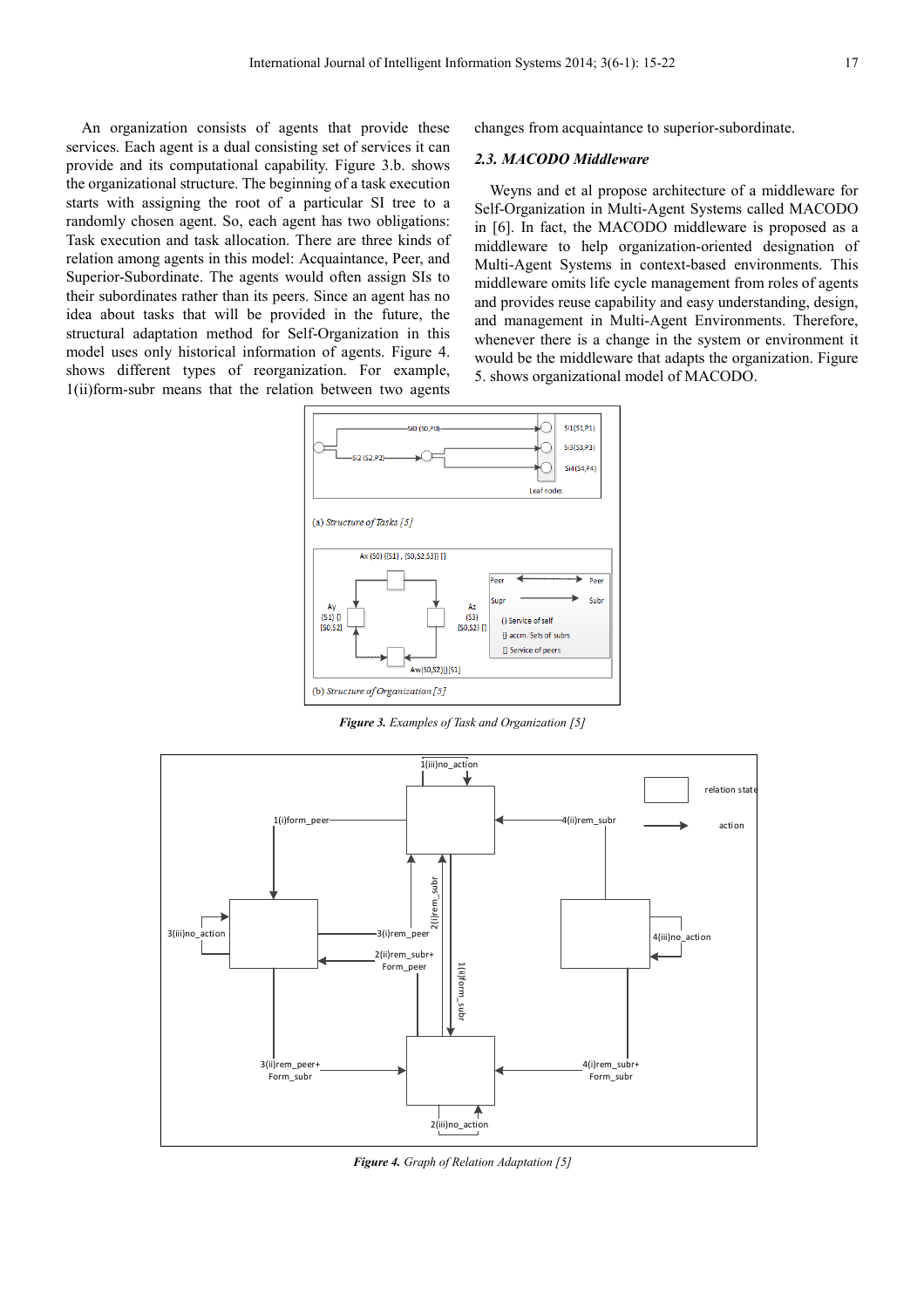An organization consists of agents that provide these services. Each agent is a dual consisting set of services it can provide and its computational capability. Figure 3.b. shows the organizational structure. The beginning of a task execution starts with assigning the root of a particular SI tree to a randomly chosen agent. So, each agent has two obligations: Task execution and task allocation. There are three kinds of relation among agents in this model: Acquaintance, Peer, and Superior-Subordinate. The agents would often assign SIs to their subordinates rather than its peers. Since an agent has no idea about tasks that will be provided in the future, the structural adaptation method for Self-Organization in this model uses only historical information of agents. Figure 4. shows different types of reorganization. For example, 1(ii)form-subr means that the relation between two agents changes from acquaintance to superior-subordinate.

### 2.3. MACODO Middleware

Weyns and et al propose architecture of a middleware for Self-Organization in Multi-Agent Systems called MACODO in [6]. In fact, the MACODO middleware is proposed as a middleware to help organization-oriented designation of Multi-Agent Systems in context-based environments. This middleware omits life cycle management from roles of agents and provides reuse capability and easy understanding, design, and management in Multi-Agent Environments. Therefore, whenever there is a change in the system or environment it would be the middleware that adapts the organization. Figure 5. shows organizational model of MACODO.

***Figure 3.*** *Examples of Task and Organization [5]*

***Figure 4.*** *Graph of Relation Adaptation [5]*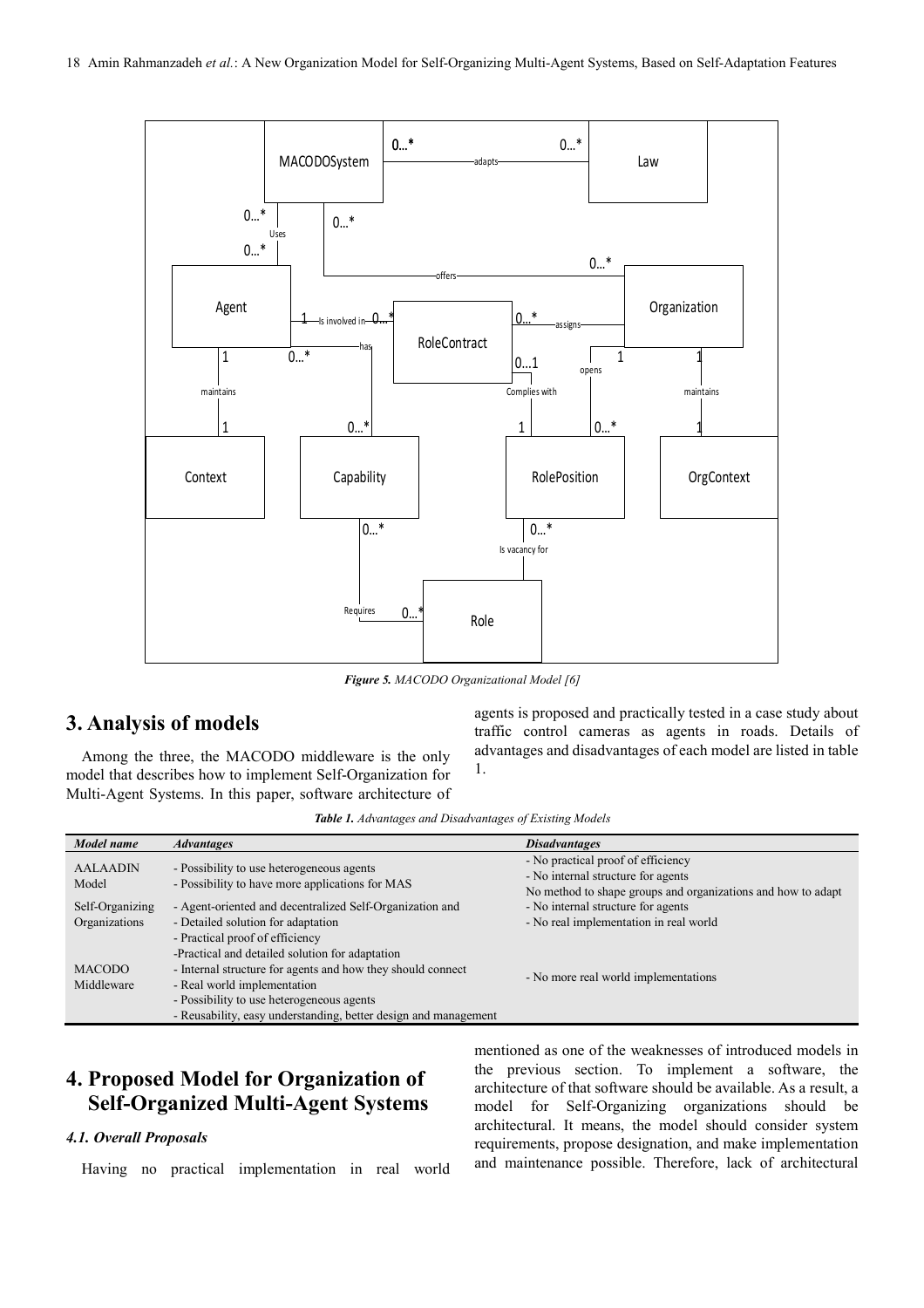*Figure 5. MACODO Organizational Model [6]*

## 3. Analysis of models

Among the three, the MACODO middleware is the only model that describes how to implement Self-Organization for Multi-Agent Systems. In this paper, software architecture of agents is proposed and practically tested in a case study about traffic control cameras as agents in roads. Details of advantages and disadvantages of each model are listed in table 1.

*Table 1. Advantages and Disadvantages of Existing Models*

| *Model name* | *Advantages* | *Disadvantages* |
|---|---|---|
| AALAADIN Model | - Possibility to use heterogeneous agents<br>- Possibility to have more applications for MAS | - No practical proof of efficiency<br>- No internal structure for agents<br>No method to shape groups and organizations and how to adapt |
| Self-Organizing Organizations | - Agent-oriented and decentralized Self-Organization and<br>- Detailed solution for adaptation<br>- Practical proof of efficiency | - No internal structure for agents<br>- No real implementation in real world |
| MACODO Middleware | -Practical and detailed solution for adaptation<br>- Internal structure for agents and how they should connect<br>- Real world implementation<br>- Possibility to use heterogeneous agents<br>- Reusability, easy understanding, better design and management | - No more real world implementations |

## 4. Proposed Model for Organization of Self-Organized Multi-Agent Systems

### 4.1. Overall Proposals

Having no practical implementation in real world mentioned as one of the weaknesses of introduced models in the previous section. To implement a software, the architecture of that software should be available. As a result, a model for Self-Organizing organizations should be architectural. It means, the model should consider system requirements, propose designation, and make implementation and maintenance possible. Therefore, lack of architectural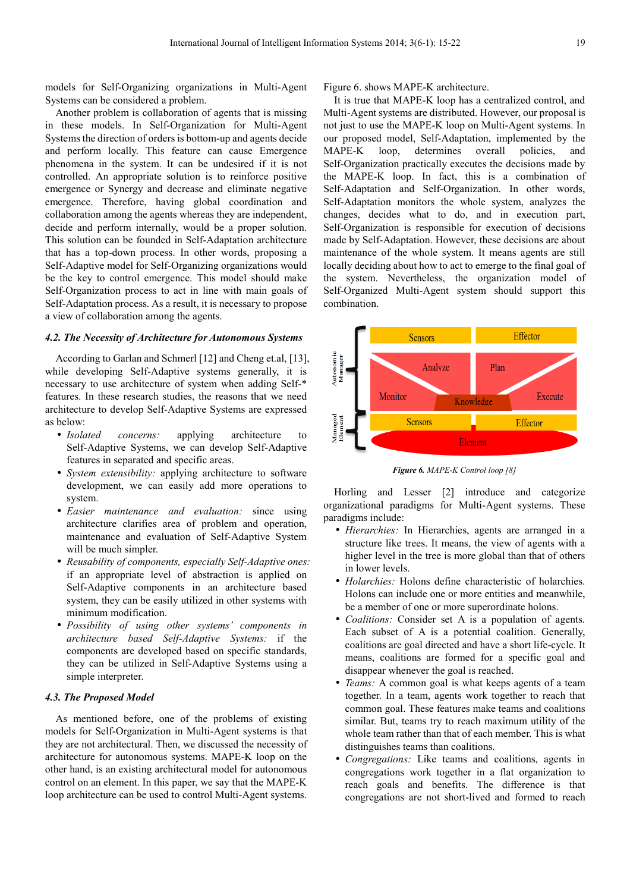models for Self-Organizing organizations in Multi-Agent Systems can be considered a problem.

Another problem is collaboration of agents that is missing in these models. In Self-Organization for Multi-Agent Systems the direction of orders is bottom-up and agents decide and perform locally. This feature can cause Emergence phenomena in the system. It can be undesired if it is not controlled. An appropriate solution is to reinforce positive emergence or Synergy and decrease and eliminate negative emergence. Therefore, having global coordination and collaboration among the agents whereas they are independent, decide and perform internally, would be a proper solution. This solution can be founded in Self-Adaptation architecture that has a top-down process. In other words, proposing a Self-Adaptive model for Self-Organizing organizations would be the key to control emergence. This model should make Self-Organization process to act in line with main goals of Self-Adaptation process. As a result, it is necessary to propose a view of collaboration among the agents.

### *4.2. The Necessity of Architecture for Autonomous Systems*

According to Garlan and Schmerl [12] and Cheng et.al, [13], while developing Self-Adaptive systems generally, it is necessary to use architecture of system when adding Self-* features. In these research studies, the reasons that we need architecture to develop Self-Adaptive Systems are expressed as below:

- *Isolated concerns:* applying architecture to Self-Adaptive Systems, we can develop Self-Adaptive features in separated and specific areas.
- *System extensibility:* applying architecture to software development, we can easily add more operations to system.
- *Easier maintenance and evaluation:* since using architecture clarifies area of problem and operation, maintenance and evaluation of Self-Adaptive System will be much simpler.
- *Reusability of components, especially Self-Adaptive ones:* if an appropriate level of abstraction is applied on Self-Adaptive components in an architecture based system, they can be easily utilized in other systems with minimum modification.
- *Possibility of using other systems' components in architecture based Self-Adaptive Systems:* if the components are developed based on specific standards, they can be utilized in Self-Adaptive Systems using a simple interpreter.

### *4.3. The Proposed Model*

As mentioned before, one of the problems of existing models for Self-Organization in Multi-Agent systems is that they are not architectural. Then, we discussed the necessity of architecture for autonomous systems. MAPE-K loop on the other hand, is an existing architectural model for autonomous control on an element. In this paper, we say that the MAPE-K loop architecture can be used to control Multi-Agent systems. Figure 6. shows MAPE-K architecture.

It is true that MAPE-K loop has a centralized control, and Multi-Agent systems are distributed. However, our proposal is not just to use the MAPE-K loop on Multi-Agent systems. In our proposed model, Self-Adaptation, implemented by the MAPE-K loop, determines overall policies, and Self-Organization practically executes the decisions made by the MAPE-K loop. In fact, this is a combination of Self-Adaptation and Self-Organization. In other words, Self-Adaptation monitors the whole system, analyzes the changes, decides what to do, and in execution part, Self-Organization is responsible for execution of decisions made by Self-Adaptation. However, these decisions are about maintenance of the whole system. It means agents are still locally deciding about how to act to emerge to the final goal of the system. Nevertheless, the organization model of Self-Organized Multi-Agent system should support this combination.

Autonomic Manager | Sensors | Effector | Analyze | Plan | Monitor | Knowledge | Execute
Managed Element | Sensors | Effector | Element

***Figure 6.*** *MAPE-K Control loop [8]*

Horling and Lesser [2] introduce and categorize organizational paradigms for Multi-Agent systems. These paradigms include:

- *Hierarchies:* In Hierarchies, agents are arranged in a structure like trees. It means, the view of agents with a higher level in the tree is more global than that of others in lower levels.
- *Holarchies:* Holons define characteristic of holarchies. Holons can include one or more entities and meanwhile, be a member of one or more superordinate holons.
- *Coalitions:* Consider set A is a population of agents. Each subset of A is a potential coalition. Generally, coalitions are goal directed and have a short life-cycle. It means, coalitions are formed for a specific goal and disappear whenever the goal is reached.
- *Teams:* A common goal is what keeps agents of a team together. In a team, agents work together to reach that common goal. These features make teams and coalitions similar. But, teams try to reach maximum utility of the whole team rather than that of each member. This is what distinguishes teams than coalitions.
- *Congregations:* Like teams and coalitions, agents in congregations work together in a flat organization to reach goals and benefits. The difference is that congregations are not short-lived and formed to reach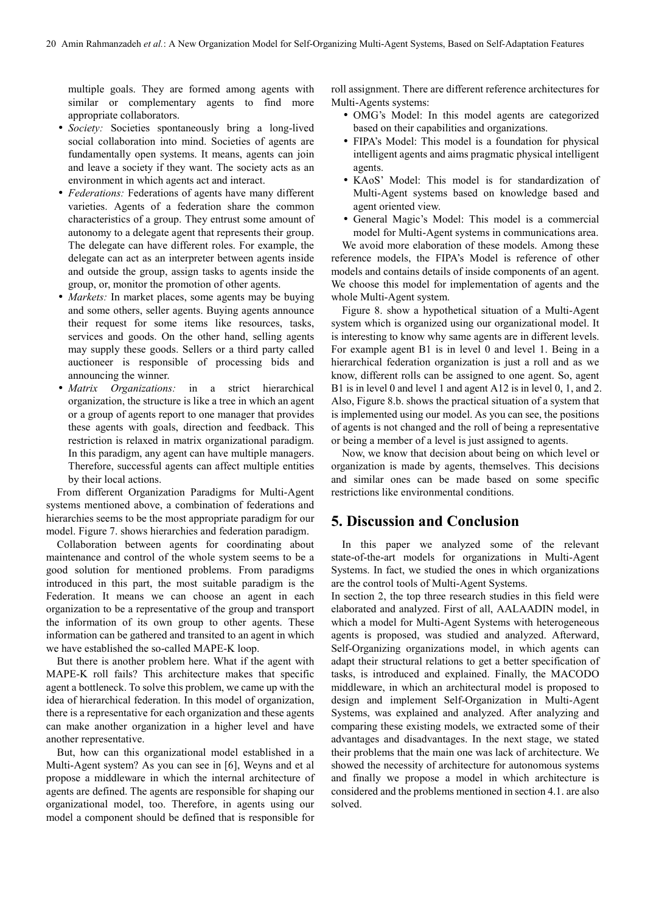multiple goals. They are formed among agents with similar or complementary agents to find more appropriate collaborators.

- *Society:* Societies spontaneously bring a long-lived social collaboration into mind. Societies of agents are fundamentally open systems. It means, agents can join and leave a society if they want. The society acts as an environment in which agents act and interact.
- *Federations:* Federations of agents have many different varieties. Agents of a federation share the common characteristics of a group. They entrust some amount of autonomy to a delegate agent that represents their group. The delegate can have different roles. For example, the delegate can act as an interpreter between agents inside and outside the group, assign tasks to agents inside the group, or, monitor the promotion of other agents.
- *Markets:* In market places, some agents may be buying and some others, seller agents. Buying agents announce their request for some items like resources, tasks, services and goods. On the other hand, selling agents may supply these goods. Sellers or a third party called auctioneer is responsible of processing bids and announcing the winner.
- *Matrix Organizations:* in a strict hierarchical organization, the structure is like a tree in which an agent or a group of agents report to one manager that provides these agents with goals, direction and feedback. This restriction is relaxed in matrix organizational paradigm. In this paradigm, any agent can have multiple managers. Therefore, successful agents can affect multiple entities by their local actions.

From different Organization Paradigms for Multi-Agent systems mentioned above, a combination of federations and hierarchies seems to be the most appropriate paradigm for our model. Figure 7. shows hierarchies and federation paradigm.

Collaboration between agents for coordinating about maintenance and control of the whole system seems to be a good solution for mentioned problems. From paradigms introduced in this part, the most suitable paradigm is the Federation. It means we can choose an agent in each organization to be a representative of the group and transport the information of its own group to other agents. These information can be gathered and transited to an agent in which we have established the so-called MAPE-K loop.

But there is another problem here. What if the agent with MAPE-K roll fails? This architecture makes that specific agent a bottleneck. To solve this problem, we came up with the idea of hierarchical federation. In this model of organization, there is a representative for each organization and these agents can make another organization in a higher level and have another representative.

But, how can this organizational model established in a Multi-Agent system? As you can see in [6], Weyns and et al propose a middleware in which the internal architecture of agents are defined. The agents are responsible for shaping our organizational model, too. Therefore, in agents using our model a component should be defined that is responsible for roll assignment. There are different reference architectures for Multi-Agents systems:

- OMG's Model: In this model agents are categorized based on their capabilities and organizations.
- FIPA's Model: This model is a foundation for physical intelligent agents and aims pragmatic physical intelligent agents.
- KAoS' Model: This model is for standardization of Multi-Agent systems based on knowledge based and agent oriented view.
- General Magic's Model: This model is a commercial model for Multi-Agent systems in communications area.

We avoid more elaboration of these models. Among these reference models, the FIPA's Model is reference of other models and contains details of inside components of an agent. We choose this model for implementation of agents and the whole Multi-Agent system.

Figure 8. show a hypothetical situation of a Multi-Agent system which is organized using our organizational model. It is interesting to know why same agents are in different levels. For example agent B1 is in level 0 and level 1. Being in a hierarchical federation organization is just a roll and as we know, different rolls can be assigned to one agent. So, agent B1 is in level 0 and level 1 and agent A12 is in level 0, 1, and 2. Also, Figure 8.b. shows the practical situation of a system that is implemented using our model. As you can see, the positions of agents is not changed and the roll of being a representative or being a member of a level is just assigned to agents.

Now, we know that decision about being on which level or organization is made by agents, themselves. This decisions and similar ones can be made based on some specific restrictions like environmental conditions.

## 5. Discussion and Conclusion

In this paper we analyzed some of the relevant state-of-the-art models for organizations in Multi-Agent Systems. In fact, we studied the ones in which organizations are the control tools of Multi-Agent Systems.

In section 2, the top three research studies in this field were elaborated and analyzed. First of all, AALAADIN model, in which a model for Multi-Agent Systems with heterogeneous agents is proposed, was studied and analyzed. Afterward, Self-Organizing organizations model, in which agents can adapt their structural relations to get a better specification of tasks, is introduced and explained. Finally, the MACODO middleware, in which an architectural model is proposed to design and implement Self-Organization in Multi-Agent Systems, was explained and analyzed. After analyzing and comparing these existing models, we extracted some of their advantages and disadvantages. In the next stage, we stated their problems that the main one was lack of architecture. We showed the necessity of architecture for autonomous systems and finally we propose a model in which architecture is considered and the problems mentioned in section 4.1. are also solved.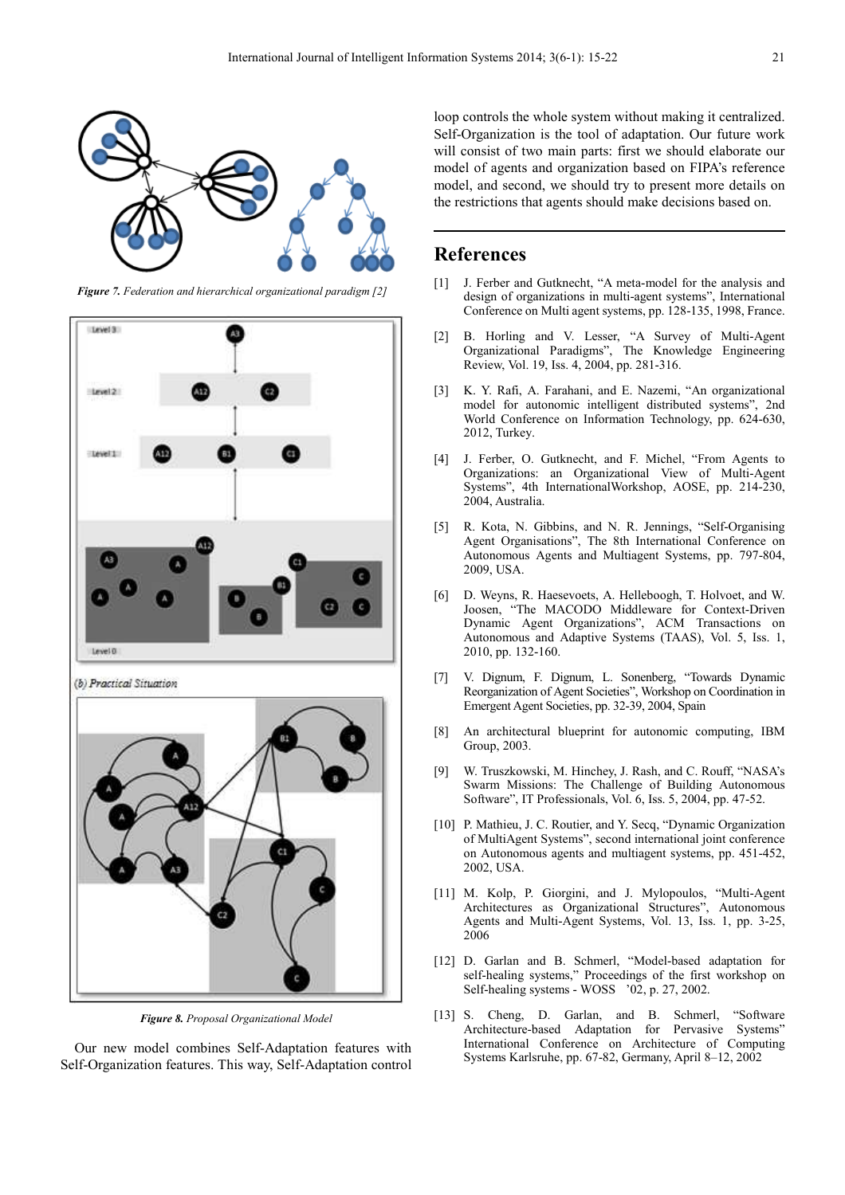*Figure 7. Federation and hierarchical organizational paradigm [2]*

*Figure 8. Proposal Organizational Model*

Our new model combines Self-Adaptation features with Self-Organization features. This way, Self-Adaptation control loop controls the whole system without making it centralized. Self-Organization is the tool of adaptation. Our future work will consist of two main parts: first we should elaborate our model of agents and organization based on FIPA's reference model, and second, we should try to present more details on the restrictions that agents should make decisions based on.

# References

[1] J. Ferber and Gutknecht, "A meta-model for the analysis and design of organizations in multi-agent systems", International Conference on Multi agent systems, pp. 128-135, 1998, France.

[2] B. Horling and V. Lesser, "A Survey of Multi-Agent Organizational Paradigms", The Knowledge Engineering Review, Vol. 19, Iss. 4, 2004, pp. 281-316.

[3] K. Y. Rafi, A. Farahani, and E. Nazemi, "An organizational model for autonomic intelligent distributed systems", 2nd World Conference on Information Technology, pp. 624-630, 2012, Turkey.

[4] J. Ferber, O. Gutknecht, and F. Michel, "From Agents to Organizations: an Organizational View of Multi-Agent Systems", 4th InternationalWorkshop, AOSE, pp. 214-230, 2004, Australia.

[5] R. Kota, N. Gibbins, and N. R. Jennings, "Self-Organising Agent Organisations", The 8th International Conference on Autonomous Agents and Multiagent Systems, pp. 797-804, 2009, USA.

[6] D. Weyns, R. Haesevoets, A. Helleboogh, T. Holvoet, and W. Joosen, "The MACODO Middleware for Context-Driven Dynamic Agent Organizations", ACM Transactions on Autonomous and Adaptive Systems (TAAS), Vol. 5, Iss. 1, 2010, pp. 132-160.

[7] V. Dignum, F. Dignum, L. Sonenberg, "Towards Dynamic Reorganization of Agent Societies", Workshop on Coordination in Emergent Agent Societies, pp. 32-39, 2004, Spain

[8] An architectural blueprint for autonomic computing, IBM Group, 2003.

[9] W. Truszkowski, M. Hinchey, J. Rash, and C. Rouff, "NASA's Swarm Missions: The Challenge of Building Autonomous Software", IT Professionals, Vol. 6, Iss. 5, 2004, pp. 47-52.

[10] P. Mathieu, J. C. Routier, and Y. Secq, "Dynamic Organization of MultiAgent Systems", second international joint conference on Autonomous agents and multiagent systems, pp. 451-452, 2002, USA.

[11] M. Kolp, P. Giorgini, and J. Mylopoulos, "Multi-Agent Architectures as Organizational Structures", Autonomous Agents and Multi-Agent Systems, Vol. 13, Iss. 1, pp. 3-25, 2006

[12] D. Garlan and B. Schmerl, "Model-based adaptation for self-healing systems," Proceedings of the first workshop on Self-healing systems - WOSS '02, p. 27, 2002.

[13] S. Cheng, D. Garlan, and B. Schmerl, "Software Architecture-based Adaptation for Pervasive Systems" International Conference on Architecture of Computing Systems Karlsruhe, pp. 67-82, Germany, April 8–12, 2002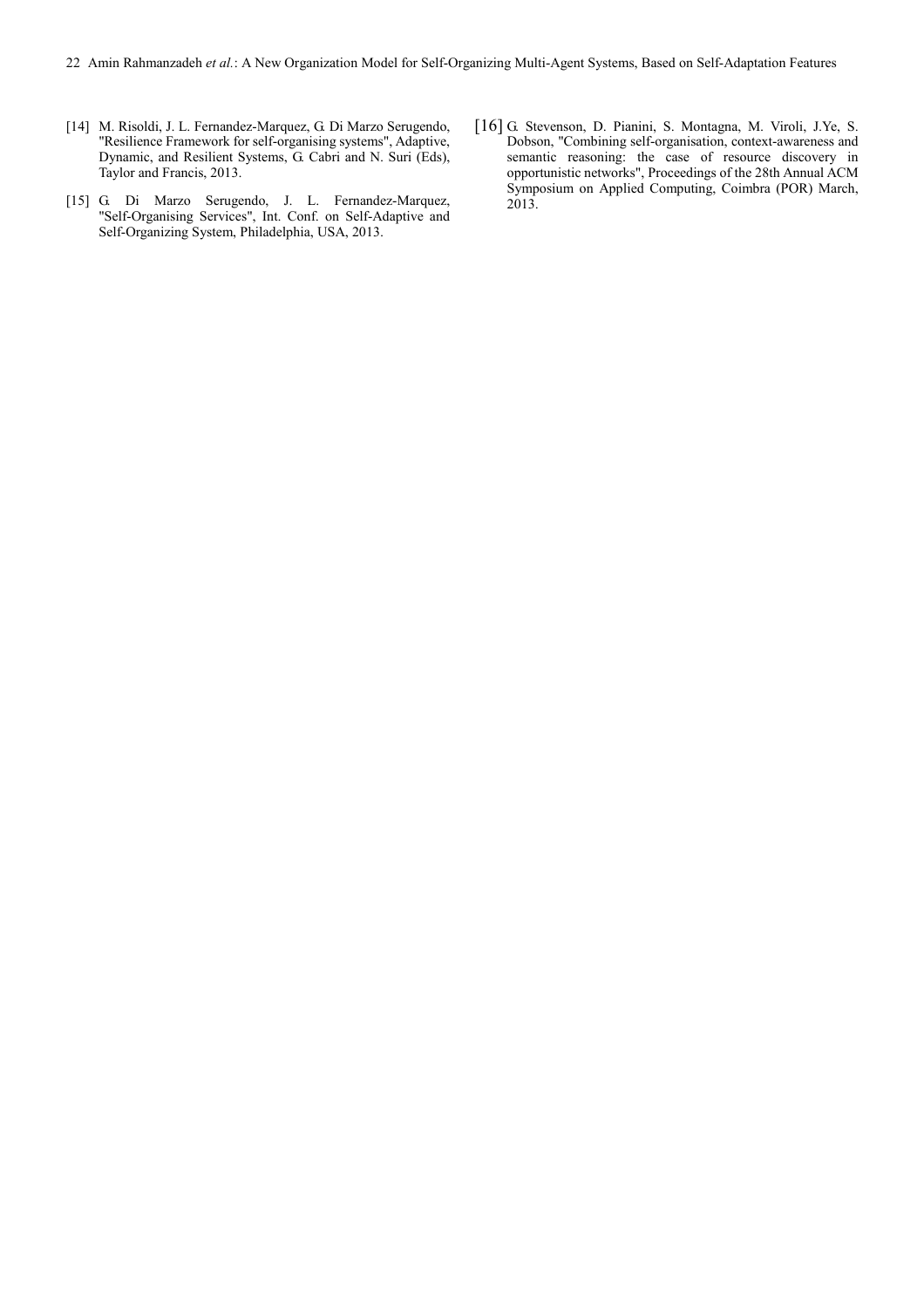[14] M. Risoldi, J. L. Fernandez-Marquez, G. Di Marzo Serugendo, "Resilience Framework for self-organising systems", Adaptive, Dynamic, and Resilient Systems, G. Cabri and N. Suri (Eds), Taylor and Francis, 2013.

[15] G. Di Marzo Serugendo, J. L. Fernandez-Marquez, "Self-Organising Services", Int. Conf. on Self-Adaptive and Self-Organizing System, Philadelphia, USA, 2013.

[16] G. Stevenson, D. Pianini, S. Montagna, M. Viroli, J.Ye, S. Dobson, "Combining self-organisation, context-awareness and semantic reasoning: the case of resource discovery in opportunistic networks", Proceedings of the 28th Annual ACM Symposium on Applied Computing, Coimbra (POR) March, 2013.